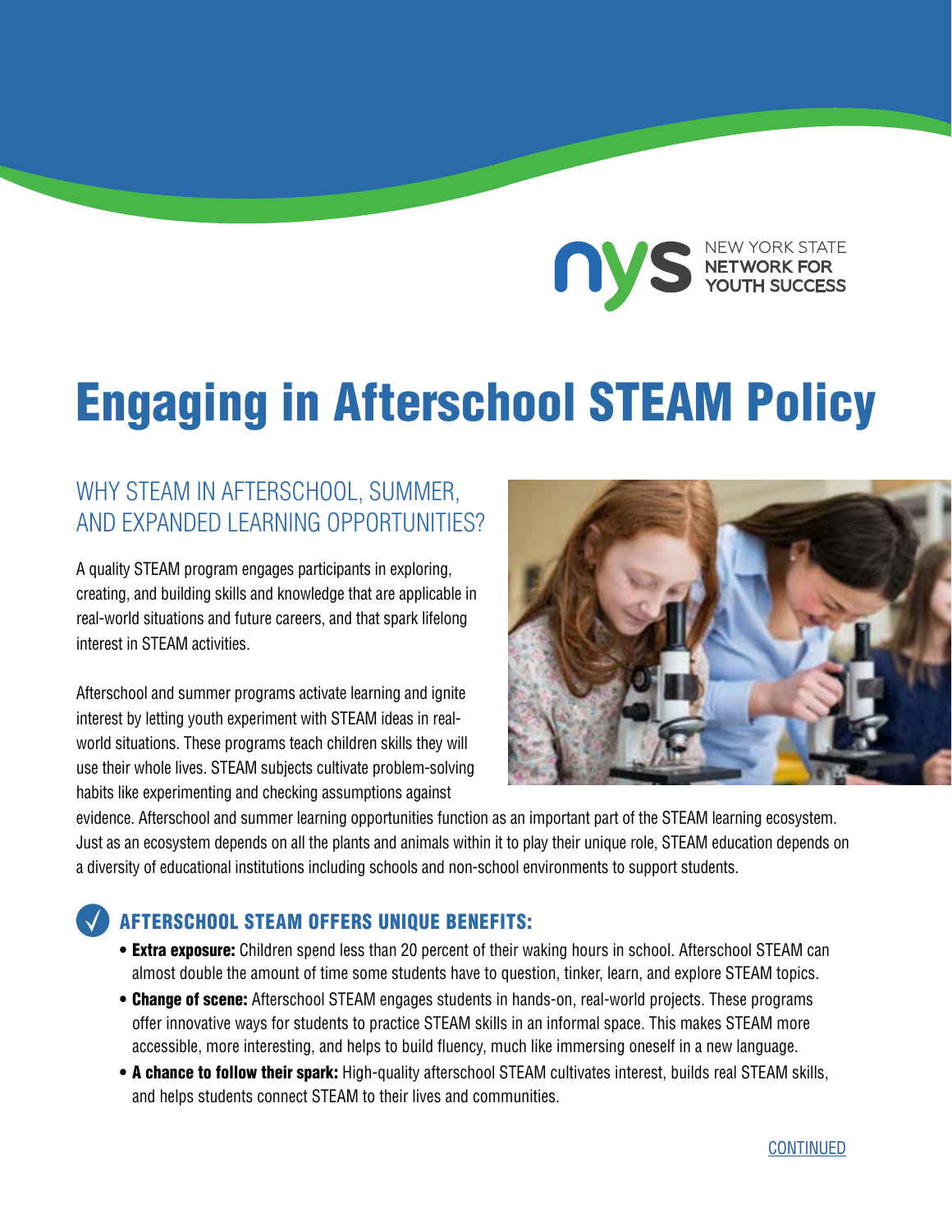NEW YORK STATE NETWORK FOR YOUTH SUCCESS

# Engaging in Afterschool STEAM Policy

## WHY STEAM IN AFTERSCHOOL, SUMMER, AND EXPANDED LEARNING OPPORTUNITIES?

A quality STEAM program engages participants in exploring, creating, and building skills and knowledge that are applicable in real-world situations and future careers, and that spark lifelong interest in STEAM activities.

Afterschool and summer programs activate learning and ignite interest by letting youth experiment with STEAM ideas in real-world situations. These programs teach children skills they will use their whole lives. STEAM subjects cultivate problem-solving habits like experimenting and checking assumptions against evidence. Afterschool and summer learning opportunities function as an important part of the STEAM learning ecosystem. Just as an ecosystem depends on all the plants and animals within it to play their unique role, STEAM education depends on a diversity of educational institutions including schools and non-school environments to support students.

### AFTERSCHOOL STEAM OFFERS UNIQUE BENEFITS:

- **Extra exposure:** Children spend less than 20 percent of their waking hours in school. Afterschool STEAM can almost double the amount of time some students have to question, tinker, learn, and explore STEAM topics.
- **Change of scene:** Afterschool STEAM engages students in hands-on, real-world projects. These programs offer innovative ways for students to practice STEAM skills in an informal space. This makes STEAM more accessible, more interesting, and helps to build fluency, much like immersing oneself in a new language.
- **A chance to follow their spark:** High-quality afterschool STEAM cultivates interest, builds real STEAM skills, and helps students connect STEAM to their lives and communities.

CONTINUED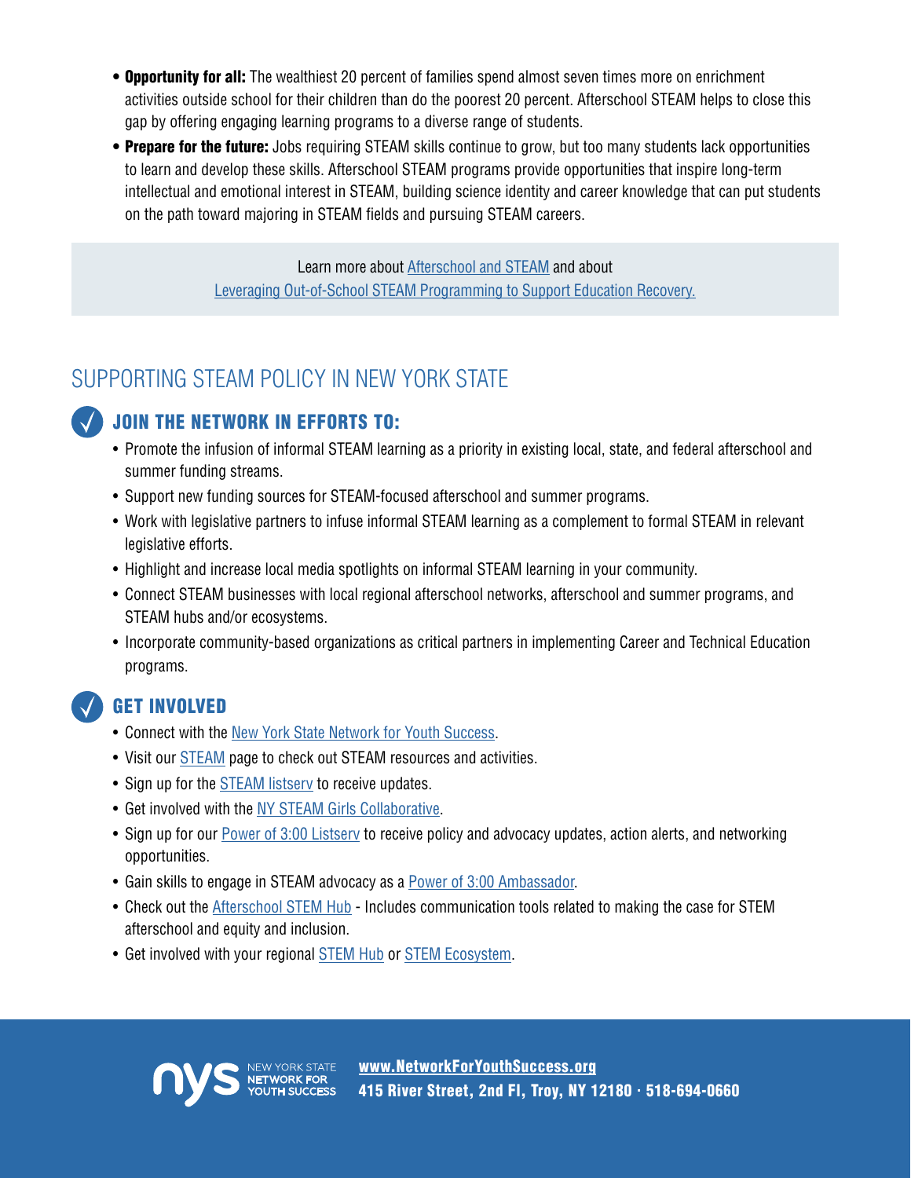- **Opportunity for all:** The wealthiest 20 percent of families spend almost seven times more on enrichment activities outside school for their children than do the poorest 20 percent. Afterschool STEAM helps to close this gap by offering engaging learning programs to a diverse range of students.
- **Prepare for the future:** Jobs requiring STEAM skills continue to grow, but too many students lack opportunities to learn and develop these skills. Afterschool STEAM programs provide opportunities that inspire long-term intellectual and emotional interest in STEAM, building science identity and career knowledge that can put students on the path toward majoring in STEAM fields and pursuing STEAM careers.

Learn more about Afterschool and STEAM and about
Leveraging Out-of-School STEAM Programming to Support Education Recovery.

## SUPPORTING STEAM POLICY IN NEW YORK STATE

### JOIN THE NETWORK IN EFFORTS TO:

- Promote the infusion of informal STEAM learning as a priority in existing local, state, and federal afterschool and summer funding streams.
- Support new funding sources for STEAM-focused afterschool and summer programs.
- Work with legislative partners to infuse informal STEAM learning as a complement to formal STEAM in relevant legislative efforts.
- Highlight and increase local media spotlights on informal STEAM learning in your community.
- Connect STEAM businesses with local regional afterschool networks, afterschool and summer programs, and STEAM hubs and/or ecosystems.
- Incorporate community-based organizations as critical partners in implementing Career and Technical Education programs.

### GET INVOLVED

- Connect with the New York State Network for Youth Success.
- Visit our STEAM page to check out STEAM resources and activities.
- Sign up for the STEAM listserv to receive updates.
- Get involved with the NY STEAM Girls Collaborative.
- Sign up for our Power of 3:00 Listserv to receive policy and advocacy updates, action alerts, and networking opportunities.
- Gain skills to engage in STEAM advocacy as a Power of 3:00 Ambassador.
- Check out the Afterschool STEM Hub - Includes communication tools related to making the case for STEM afterschool and equity and inclusion.
- Get involved with your regional STEM Hub or STEM Ecosystem.

NEW YORK STATE NETWORK FOR YOUTH SUCCESS

**www.NetworkForYouthSuccess.org**
**415 River Street, 2nd Fl, Troy, NY 12180 · 518-694-0660**